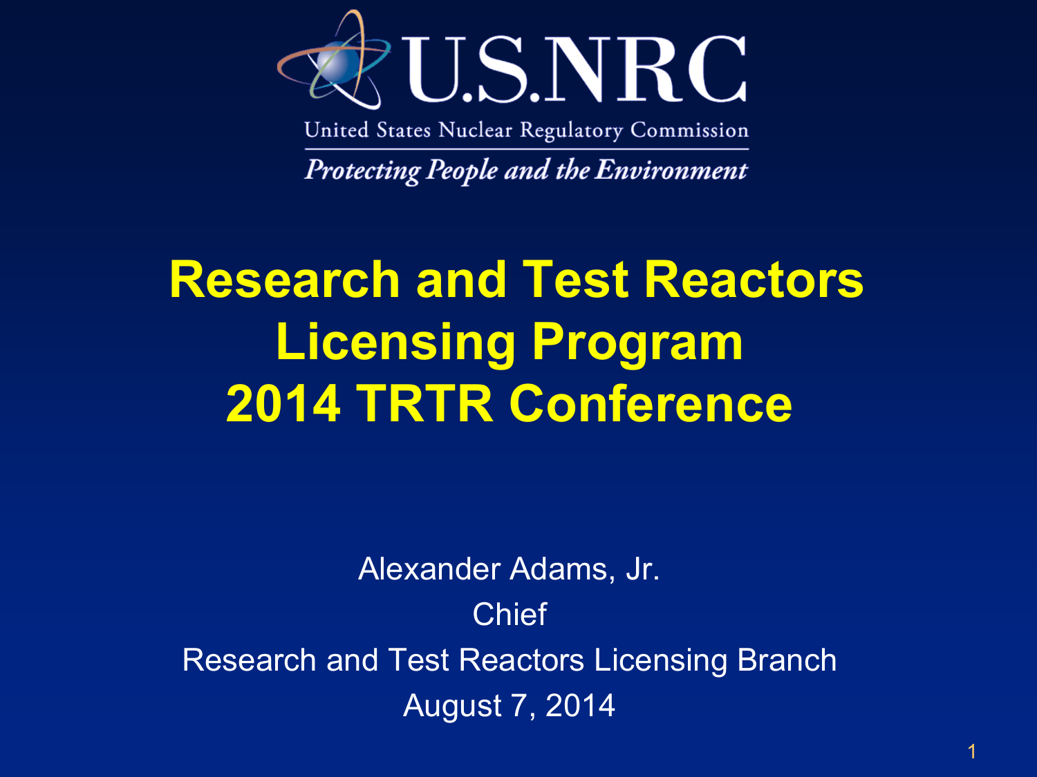U.S.NRC

United States Nuclear Regulatory Commission

*Protecting People and the Environment*

# Research and Test Reactors Licensing Program 2014 TRTR Conference

Alexander Adams, Jr.

Chief

Research and Test Reactors Licensing Branch

August 7, 2014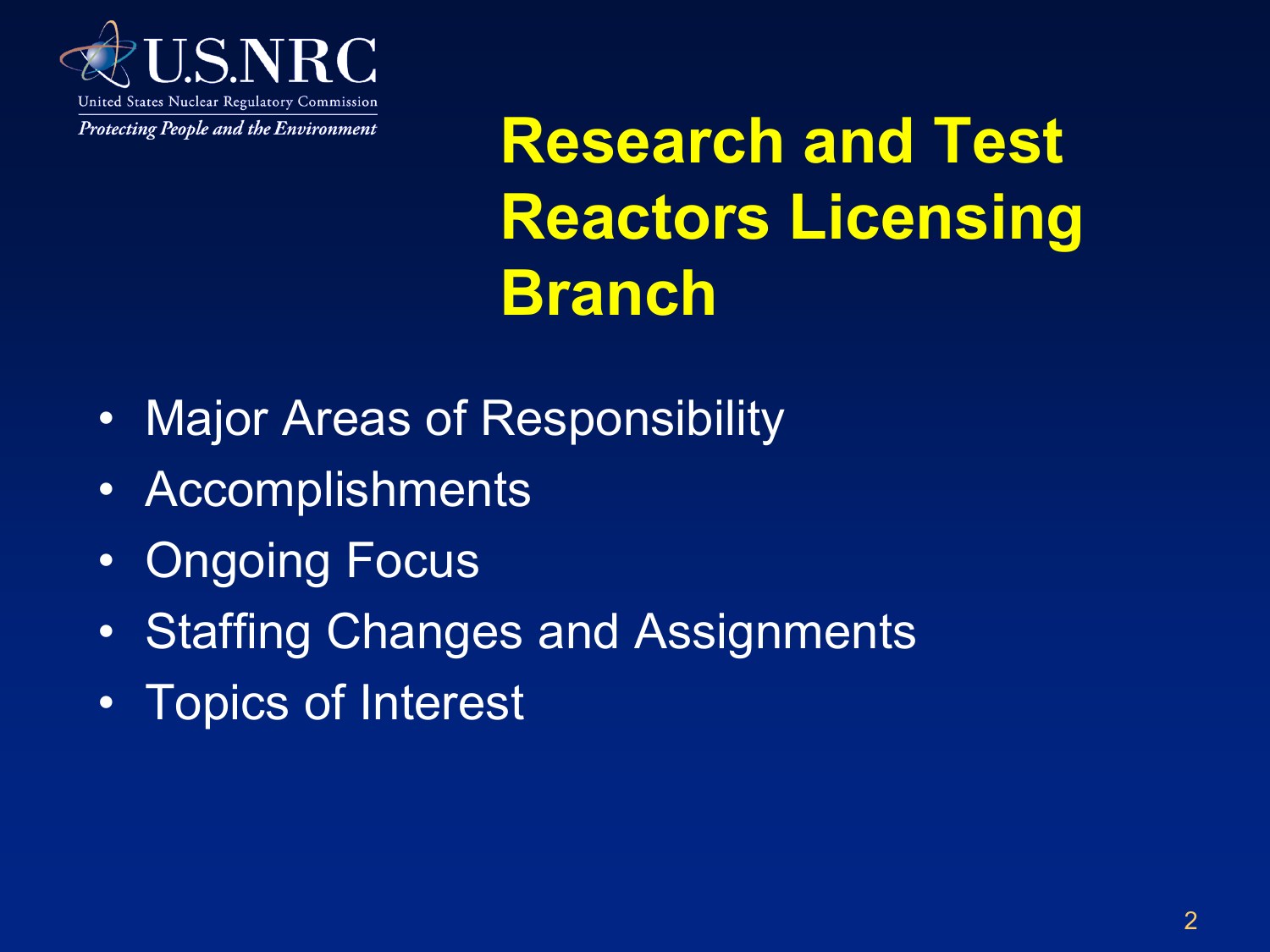# Research and Test Reactors Licensing Branch

- Major Areas of Responsibility
- Accomplishments
- Ongoing Focus
- Staffing Changes and Assignments
- Topics of Interest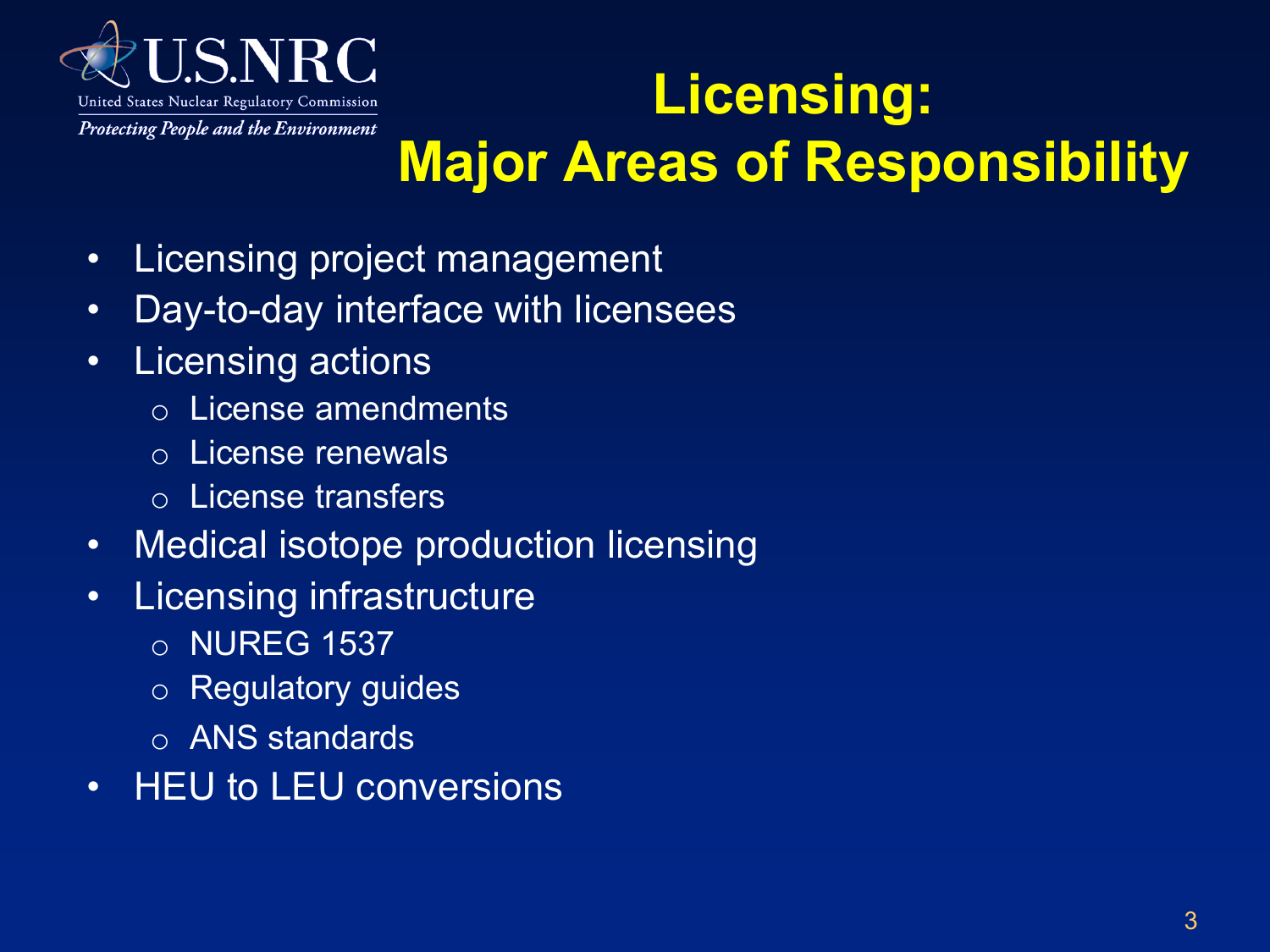# Licensing: Major Areas of Responsibility

- Licensing project management
- Day-to-day interface with licensees
- Licensing actions
  - License amendments
  - License renewals
  - License transfers
- Medical isotope production licensing
- Licensing infrastructure
  - NUREG 1537
  - Regulatory guides
  - ANS standards
- HEU to LEU conversions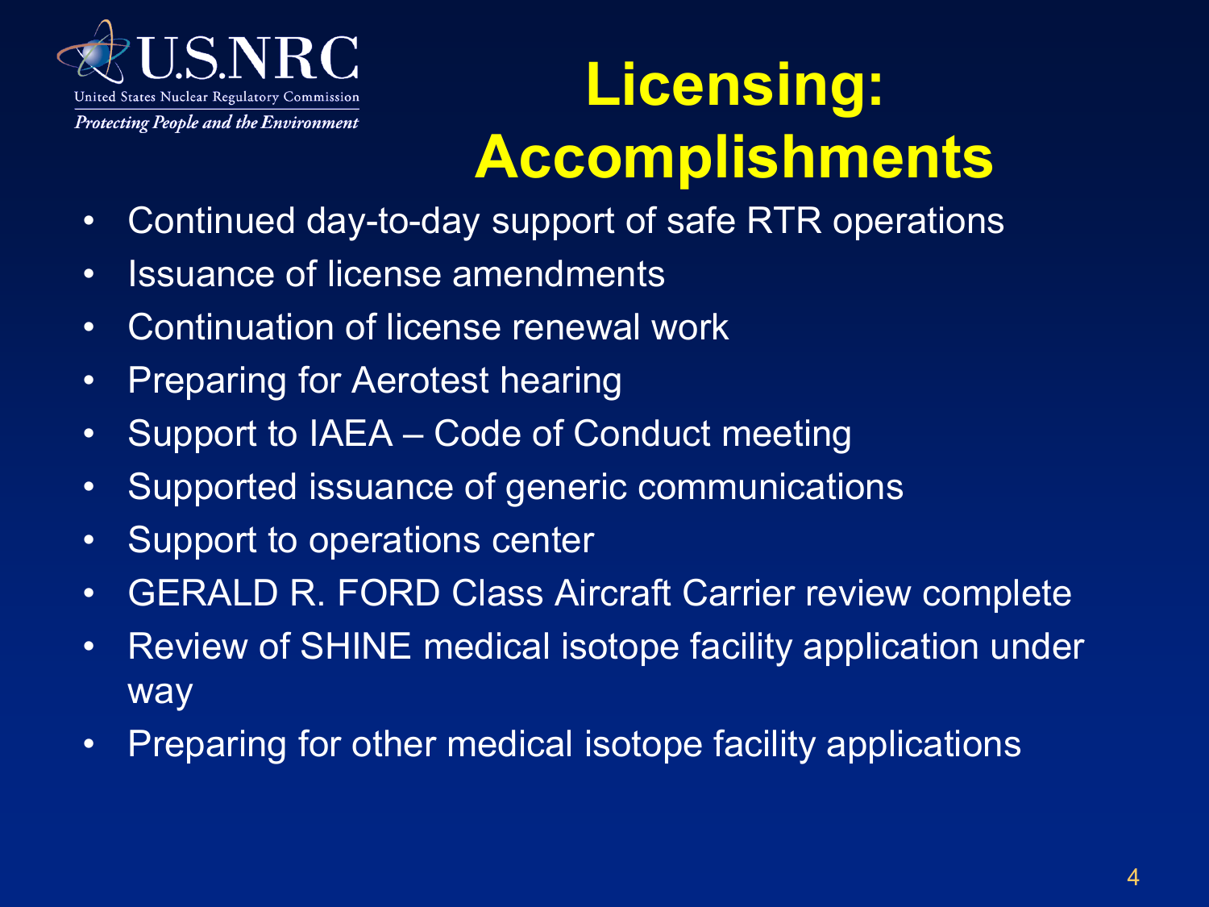# Licensing: Accomplishments

- Continued day-to-day support of safe RTR operations
- Issuance of license amendments
- Continuation of license renewal work
- Preparing for Aerotest hearing
- Support to IAEA – Code of Conduct meeting
- Supported issuance of generic communications
- Support to operations center
- GERALD R. FORD Class Aircraft Carrier review complete
- Review of SHINE medical isotope facility application under way
- Preparing for other medical isotope facility applications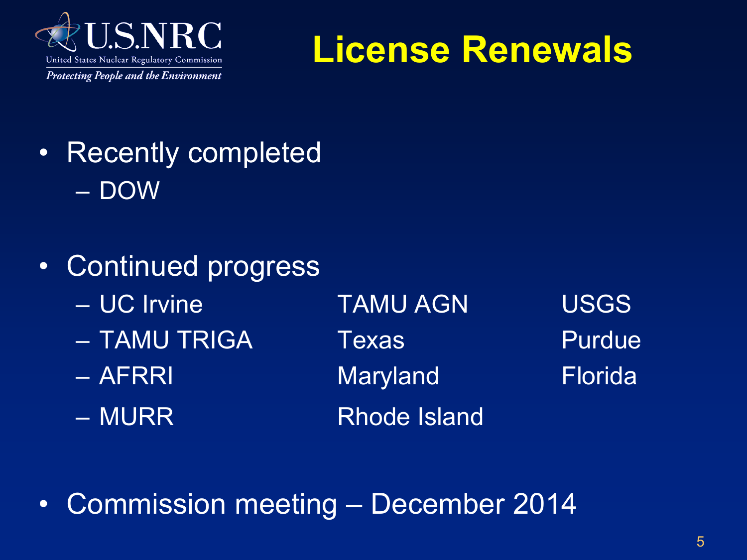# License Renewals

- Recently completed
  - DOW
- Continued progress
  - UC Irvine
  - TAMU TRIGA
  - AFRRI
  - MURR
  - TAMU AGN
  - Texas
  - Maryland
  - Rhode Island
  - USGS
  - Purdue
  - Florida
- Commission meeting – December 2014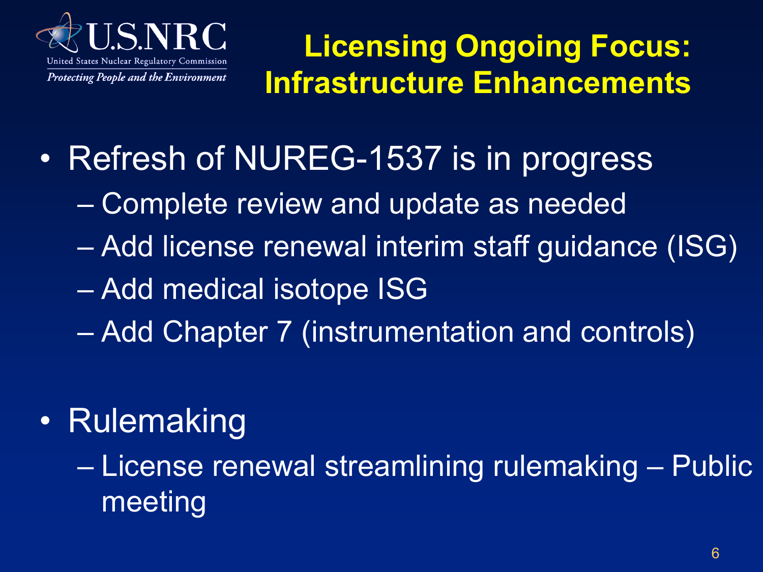# Licensing Ongoing Focus: Infrastructure Enhancements

- Refresh of NUREG-1537 is in progress
  - Complete review and update as needed
  - Add license renewal interim staff guidance (ISG)
  - Add medical isotope ISG
  - Add Chapter 7 (instrumentation and controls)
- Rulemaking
  - License renewal streamlining rulemaking – Public meeting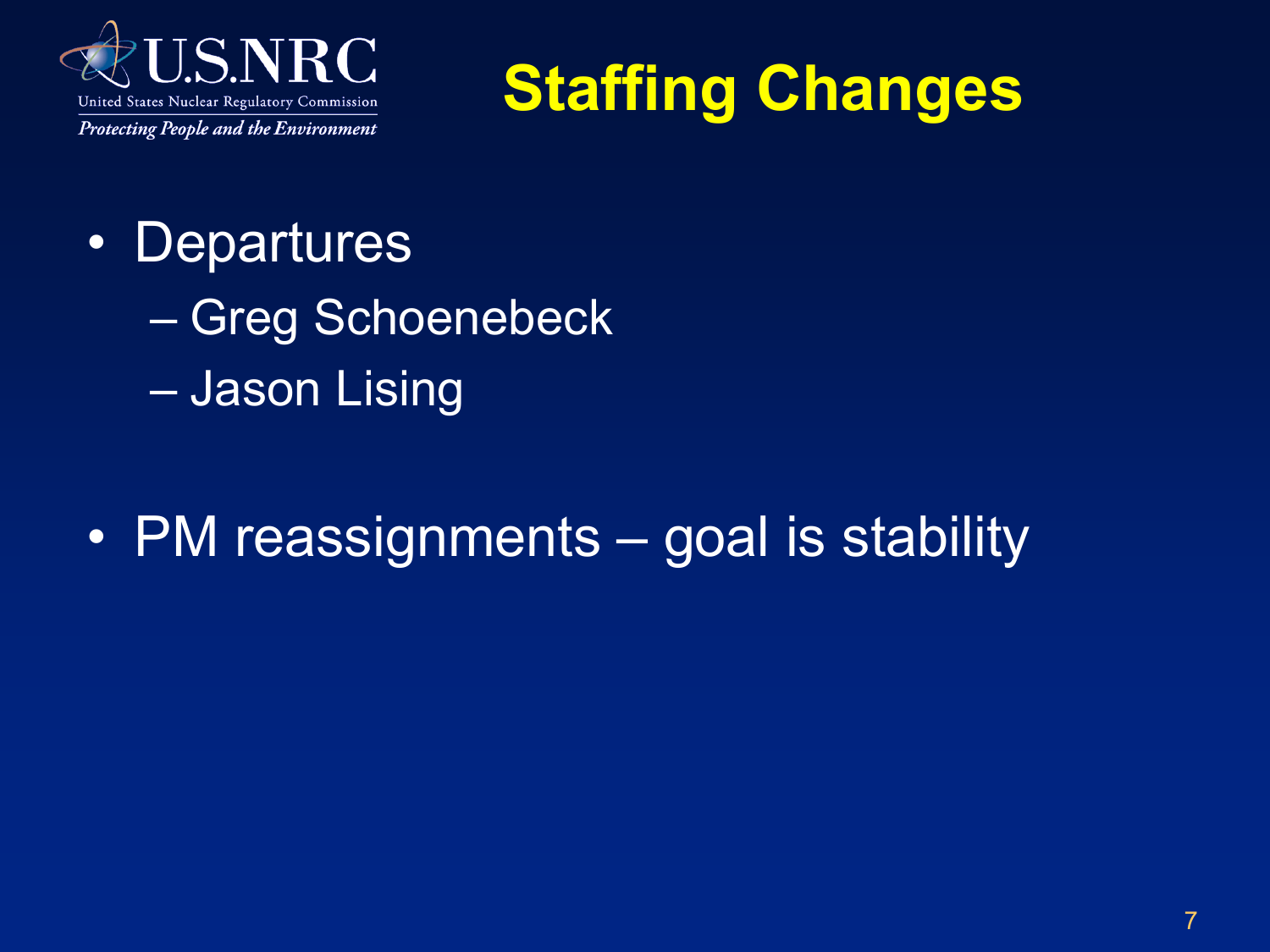# Staffing Changes

- Departures
  - Greg Schoenebeck
  - Jason Lising
- PM reassignments – goal is stability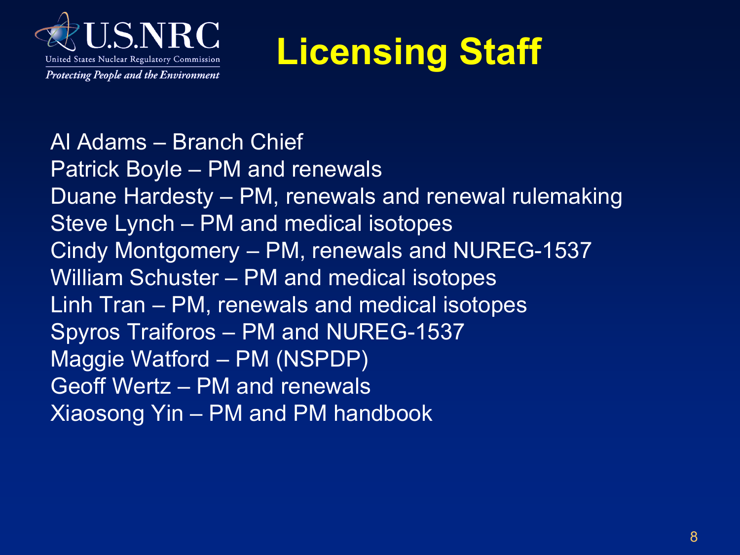# Licensing Staff

Al Adams – Branch Chief
Patrick Boyle – PM and renewals
Duane Hardesty – PM, renewals and renewal rulemaking
Steve Lynch – PM and medical isotopes
Cindy Montgomery – PM, renewals and NUREG-1537
William Schuster – PM and medical isotopes
Linh Tran – PM, renewals and medical isotopes
Spyros Traiforos – PM and NUREG-1537
Maggie Watford – PM (NSPDP)
Geoff Wertz – PM and renewals
Xiaosong Yin – PM and PM handbook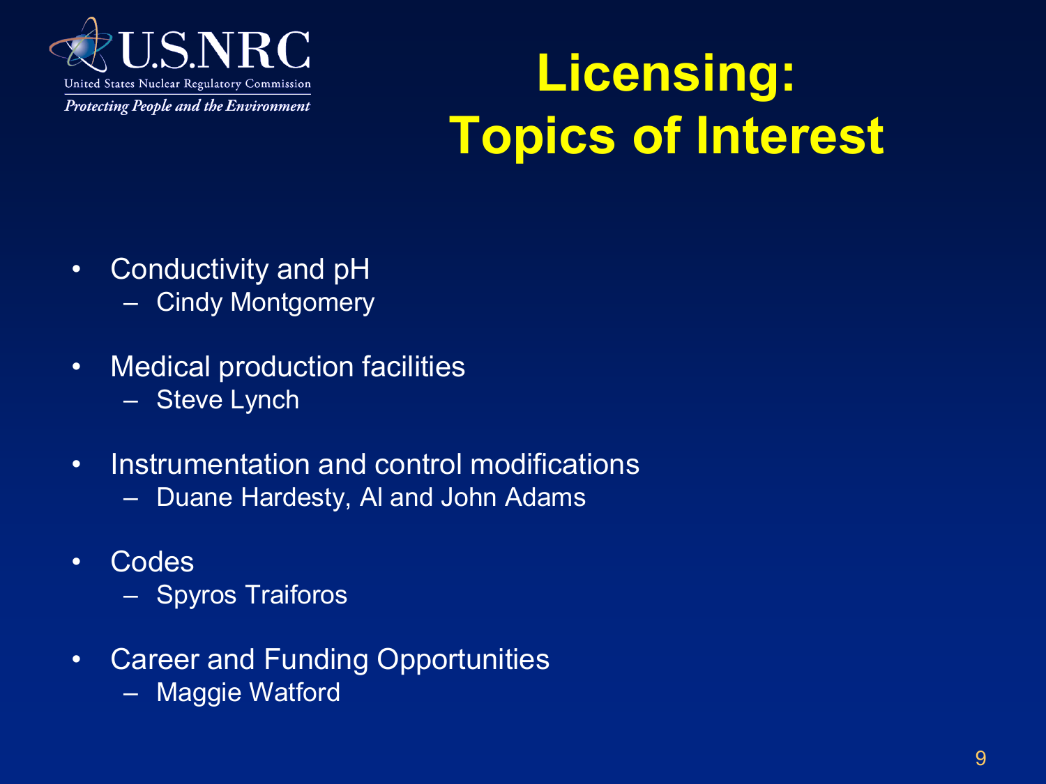# Licensing: Topics of Interest

- Conductivity and pH
  - Cindy Montgomery
- Medical production facilities
  - Steve Lynch
- Instrumentation and control modifications
  - Duane Hardesty, Al and John Adams
- Codes
  - Spyros Traiforos
- Career and Funding Opportunities
  - Maggie Watford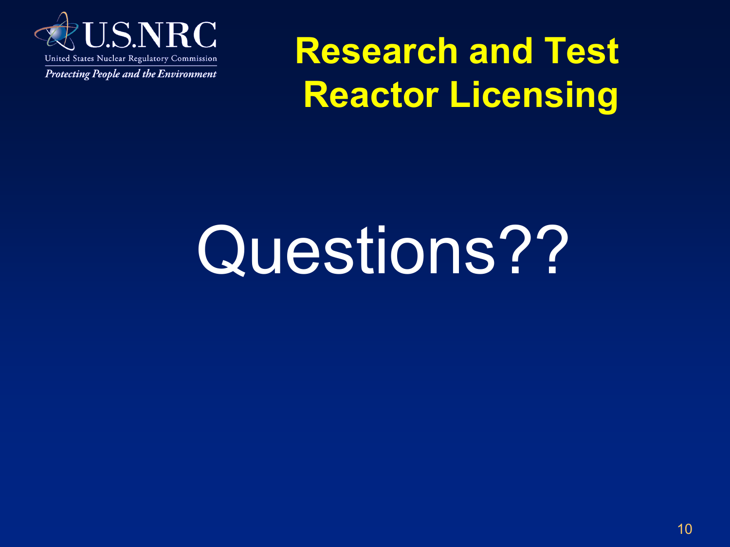U.S.NRC

United States Nuclear Regulatory Commission

*Protecting People and the Environment*

# Research and Test Reactor Licensing

Questions??